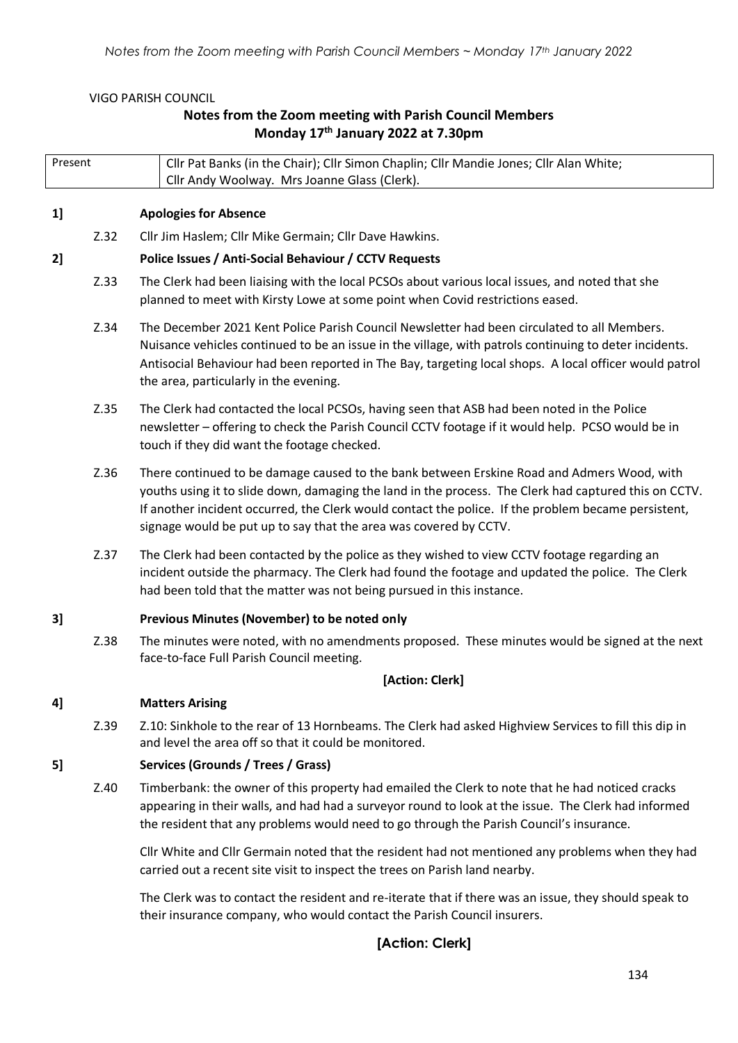VIGO PARISH COUNCIL

# Notes from the Zoom meeting with Parish Council Members
## Monday 17th January 2022 at 7.30pm

| Present | Cllr Pat Banks (in the Chair); Cllr Simon Chaplin; Cllr Mandie Jones; Cllr Alan White; Cllr Andy Woolway. Mrs Joanne Glass (Clerk). |
|---|---|

### 1] Apologies for Absence

Z.32 Cllr Jim Haslem; Cllr Mike Germain; Cllr Dave Hawkins.

### 2] Police Issues / Anti-Social Behaviour / CCTV Requests

Z.33 The Clerk had been liaising with the local PCSOs about various local issues, and noted that she planned to meet with Kirsty Lowe at some point when Covid restrictions eased.

Z.34 The December 2021 Kent Police Parish Council Newsletter had been circulated to all Members. Nuisance vehicles continued to be an issue in the village, with patrols continuing to deter incidents. Antisocial Behaviour had been reported in The Bay, targeting local shops. A local officer would patrol the area, particularly in the evening.

Z.35 The Clerk had contacted the local PCSOs, having seen that ASB had been noted in the Police newsletter – offering to check the Parish Council CCTV footage if it would help. PCSO would be in touch if they did want the footage checked.

Z.36 There continued to be damage caused to the bank between Erskine Road and Admers Wood, with youths using it to slide down, damaging the land in the process. The Clerk had captured this on CCTV. If another incident occurred, the Clerk would contact the police. If the problem became persistent, signage would be put up to say that the area was covered by CCTV.

Z.37 The Clerk had been contacted by the police as they wished to view CCTV footage regarding an incident outside the pharmacy. The Clerk had found the footage and updated the police. The Clerk had been told that the matter was not being pursued in this instance.

### 3] Previous Minutes (November) to be noted only

Z.38 The minutes were noted, with no amendments proposed. These minutes would be signed at the next face-to-face Full Parish Council meeting.

**[Action: Clerk]**

### 4] Matters Arising

Z.39 Z.10: Sinkhole to the rear of 13 Hornbeams. The Clerk had asked Highview Services to fill this dip in and level the area off so that it could be monitored.

### 5] Services (Grounds / Trees / Grass)

Z.40 Timberbank: the owner of this property had emailed the Clerk to note that he had noticed cracks appearing in their walls, and had had a surveyor round to look at the issue. The Clerk had informed the resident that any problems would need to go through the Parish Council's insurance.

Cllr White and Cllr Germain noted that the resident had not mentioned any problems when they had carried out a recent site visit to inspect the trees on Parish land nearby.

The Clerk was to contact the resident and re-iterate that if there was an issue, they should speak to their insurance company, who would contact the Parish Council insurers.

**[Action: Clerk]**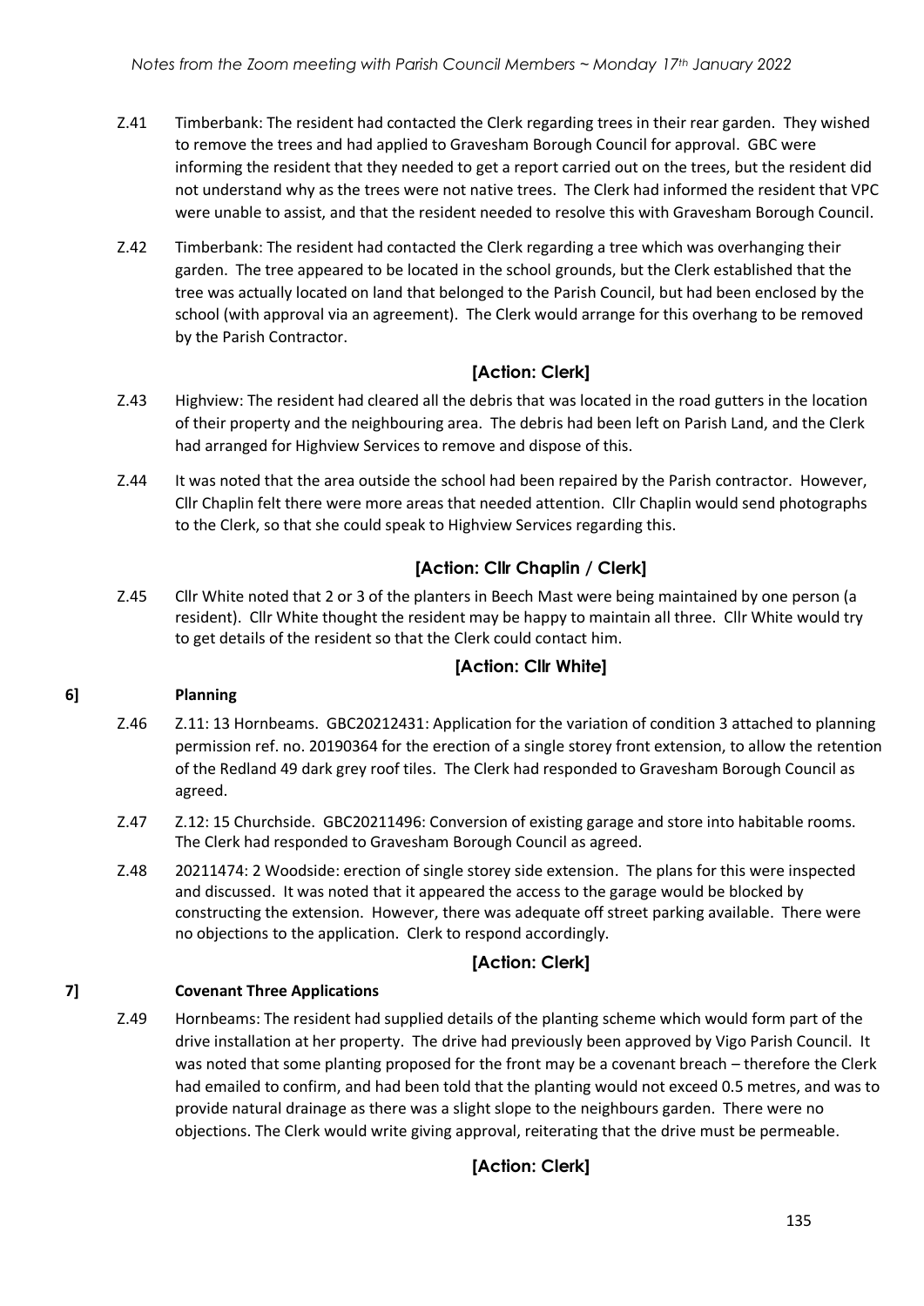Z.41 Timberbank: The resident had contacted the Clerk regarding trees in their rear garden. They wished to remove the trees and had applied to Gravesham Borough Council for approval. GBC were informing the resident that they needed to get a report carried out on the trees, but the resident did not understand why as the trees were not native trees. The Clerk had informed the resident that VPC were unable to assist, and that the resident needed to resolve this with Gravesham Borough Council.

Z.42 Timberbank: The resident had contacted the Clerk regarding a tree which was overhanging their garden. The tree appeared to be located in the school grounds, but the Clerk established that the tree was actually located on land that belonged to the Parish Council, but had been enclosed by the school (with approval via an agreement). The Clerk would arrange for this overhang to be removed by the Parish Contractor.

**[Action: Clerk]**

Z.43 Highview: The resident had cleared all the debris that was located in the road gutters in the location of their property and the neighbouring area. The debris had been left on Parish Land, and the Clerk had arranged for Highview Services to remove and dispose of this.

Z.44 It was noted that the area outside the school had been repaired by the Parish contractor. However, Cllr Chaplin felt there were more areas that needed attention. Cllr Chaplin would send photographs to the Clerk, so that she could speak to Highview Services regarding this.

**[Action: Cllr Chaplin / Clerk]**

Z.45 Cllr White noted that 2 or 3 of the planters in Beech Mast were being maintained by one person (a resident). Cllr White thought the resident may be happy to maintain all three. Cllr White would try to get details of the resident so that the Clerk could contact him.

**[Action: Cllr White]**

## 6] Planning

Z.46 Z.11: 13 Hornbeams. GBC20212431: Application for the variation of condition 3 attached to planning permission ref. no. 20190364 for the erection of a single storey front extension, to allow the retention of the Redland 49 dark grey roof tiles. The Clerk had responded to Gravesham Borough Council as agreed.

Z.47 Z.12: 15 Churchside. GBC20211496: Conversion of existing garage and store into habitable rooms. The Clerk had responded to Gravesham Borough Council as agreed.

Z.48 20211474: 2 Woodside: erection of single storey side extension. The plans for this were inspected and discussed. It was noted that it appeared the access to the garage would be blocked by constructing the extension. However, there was adequate off street parking available. There were no objections to the application. Clerk to respond accordingly.

**[Action: Clerk]**

## 7] Covenant Three Applications

Z.49 Hornbeams: The resident had supplied details of the planting scheme which would form part of the drive installation at her property. The drive had previously been approved by Vigo Parish Council. It was noted that some planting proposed for the front may be a covenant breach – therefore the Clerk had emailed to confirm, and had been told that the planting would not exceed 0.5 metres, and was to provide natural drainage as there was a slight slope to the neighbours garden. There were no objections. The Clerk would write giving approval, reiterating that the drive must be permeable.

**[Action: Clerk]**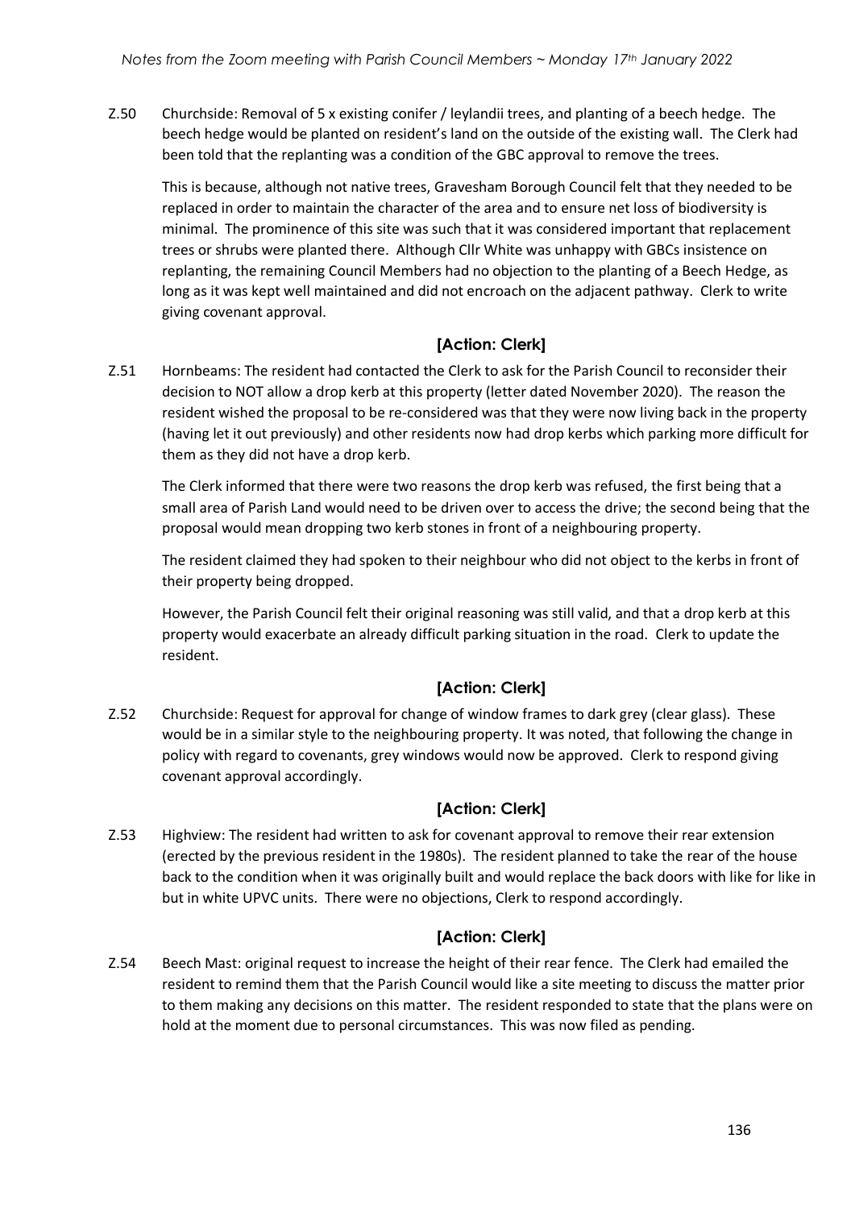Z.50 Churchside: Removal of 5 x existing conifer / leylandii trees, and planting of a beech hedge. The beech hedge would be planted on resident's land on the outside of the existing wall. The Clerk had been told that the replanting was a condition of the GBC approval to remove the trees.

This is because, although not native trees, Gravesham Borough Council felt that they needed to be replaced in order to maintain the character of the area and to ensure net loss of biodiversity is minimal. The prominence of this site was such that it was considered important that replacement trees or shrubs were planted there. Although Cllr White was unhappy with GBCs insistence on replanting, the remaining Council Members had no objection to the planting of a Beech Hedge, as long as it was kept well maintained and did not encroach on the adjacent pathway. Clerk to write giving covenant approval.

**[Action: Clerk]**

Z.51 Hornbeams: The resident had contacted the Clerk to ask for the Parish Council to reconsider their decision to NOT allow a drop kerb at this property (letter dated November 2020). The reason the resident wished the proposal to be re-considered was that they were now living back in the property (having let it out previously) and other residents now had drop kerbs which parking more difficult for them as they did not have a drop kerb.

The Clerk informed that there were two reasons the drop kerb was refused, the first being that a small area of Parish Land would need to be driven over to access the drive; the second being that the proposal would mean dropping two kerb stones in front of a neighbouring property.

The resident claimed they had spoken to their neighbour who did not object to the kerbs in front of their property being dropped.

However, the Parish Council felt their original reasoning was still valid, and that a drop kerb at this property would exacerbate an already difficult parking situation in the road. Clerk to update the resident.

**[Action: Clerk]**

Z.52 Churchside: Request for approval for change of window frames to dark grey (clear glass). These would be in a similar style to the neighbouring property. It was noted, that following the change in policy with regard to covenants, grey windows would now be approved. Clerk to respond giving covenant approval accordingly.

**[Action: Clerk]**

Z.53 Highview: The resident had written to ask for covenant approval to remove their rear extension (erected by the previous resident in the 1980s). The resident planned to take the rear of the house back to the condition when it was originally built and would replace the back doors with like for like in but in white UPVC units. There were no objections, Clerk to respond accordingly.

**[Action: Clerk]**

Z.54 Beech Mast: original request to increase the height of their rear fence. The Clerk had emailed the resident to remind them that the Parish Council would like a site meeting to discuss the matter prior to them making any decisions on this matter. The resident responded to state that the plans were on hold at the moment due to personal circumstances. This was now filed as pending.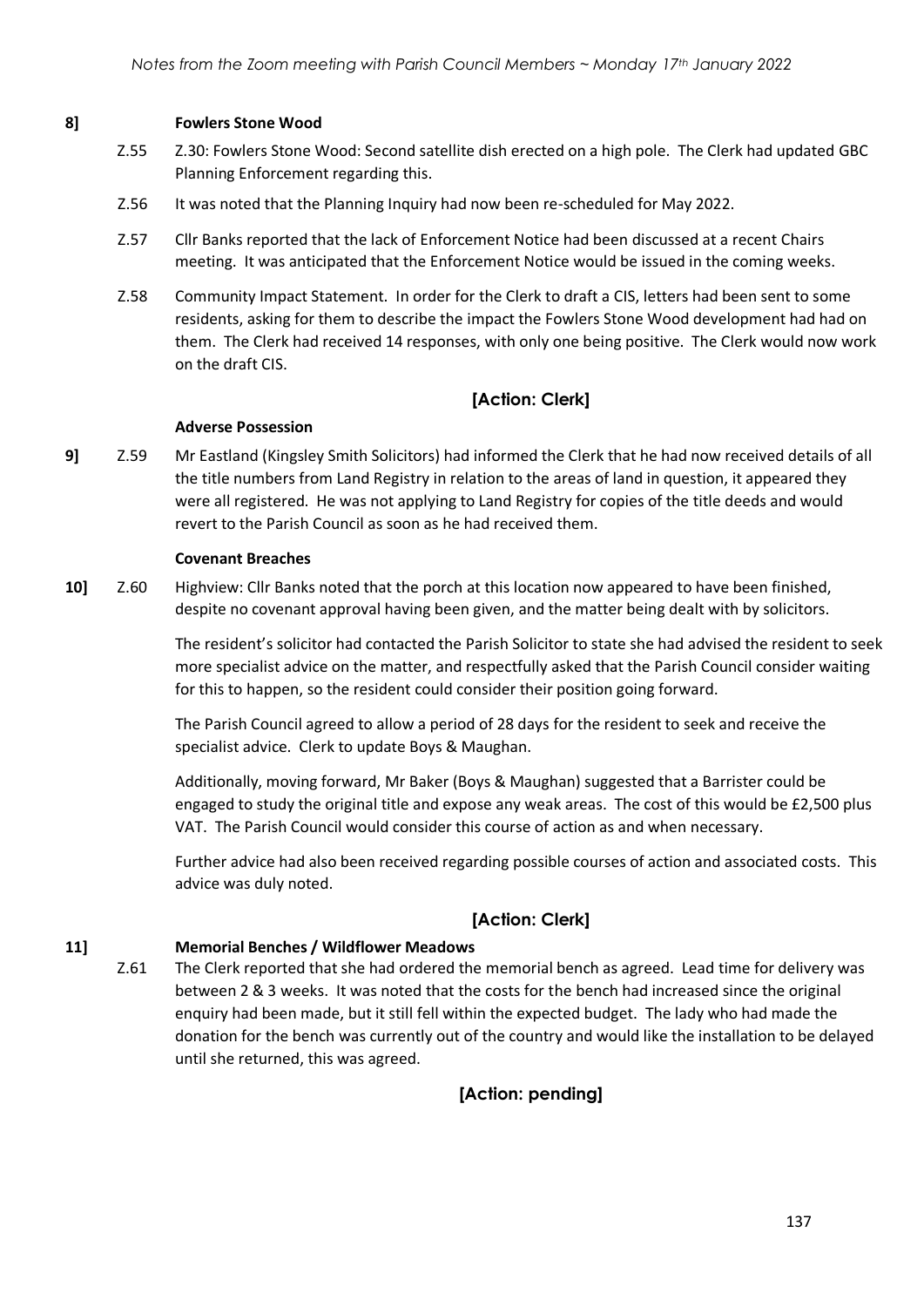**8]** **Fowlers Stone Wood**

Z.55 Z.30: Fowlers Stone Wood: Second satellite dish erected on a high pole. The Clerk had updated GBC Planning Enforcement regarding this.

Z.56 It was noted that the Planning Inquiry had now been re-scheduled for May 2022.

Z.57 Cllr Banks reported that the lack of Enforcement Notice had been discussed at a recent Chairs meeting. It was anticipated that the Enforcement Notice would be issued in the coming weeks.

Z.58 Community Impact Statement. In order for the Clerk to draft a CIS, letters had been sent to some residents, asking for them to describe the impact the Fowlers Stone Wood development had had on them. The Clerk had received 14 responses, with only one being positive. The Clerk would now work on the draft CIS.

**[Action: Clerk]**

**Adverse Possession**

**9]** Z.59 Mr Eastland (Kingsley Smith Solicitors) had informed the Clerk that he had now received details of all the title numbers from Land Registry in relation to the areas of land in question, it appeared they were all registered. He was not applying to Land Registry for copies of the title deeds and would revert to the Parish Council as soon as he had received them.

**Covenant Breaches**

**10]** Z.60 Highview: Cllr Banks noted that the porch at this location now appeared to have been finished, despite no covenant approval having been given, and the matter being dealt with by solicitors.

The resident's solicitor had contacted the Parish Solicitor to state she had advised the resident to seek more specialist advice on the matter, and respectfully asked that the Parish Council consider waiting for this to happen, so the resident could consider their position going forward.

The Parish Council agreed to allow a period of 28 days for the resident to seek and receive the specialist advice. Clerk to update Boys & Maughan.

Additionally, moving forward, Mr Baker (Boys & Maughan) suggested that a Barrister could be engaged to study the original title and expose any weak areas. The cost of this would be £2,500 plus VAT. The Parish Council would consider this course of action as and when necessary.

Further advice had also been received regarding possible courses of action and associated costs. This advice was duly noted.

**[Action: Clerk]**

**11]** **Memorial Benches / Wildflower Meadows**

Z.61 The Clerk reported that she had ordered the memorial bench as agreed. Lead time for delivery was between 2 & 3 weeks. It was noted that the costs for the bench had increased since the original enquiry had been made, but it still fell within the expected budget. The lady who had made the donation for the bench was currently out of the country and would like the installation to be delayed until she returned, this was agreed.

**[Action: pending]**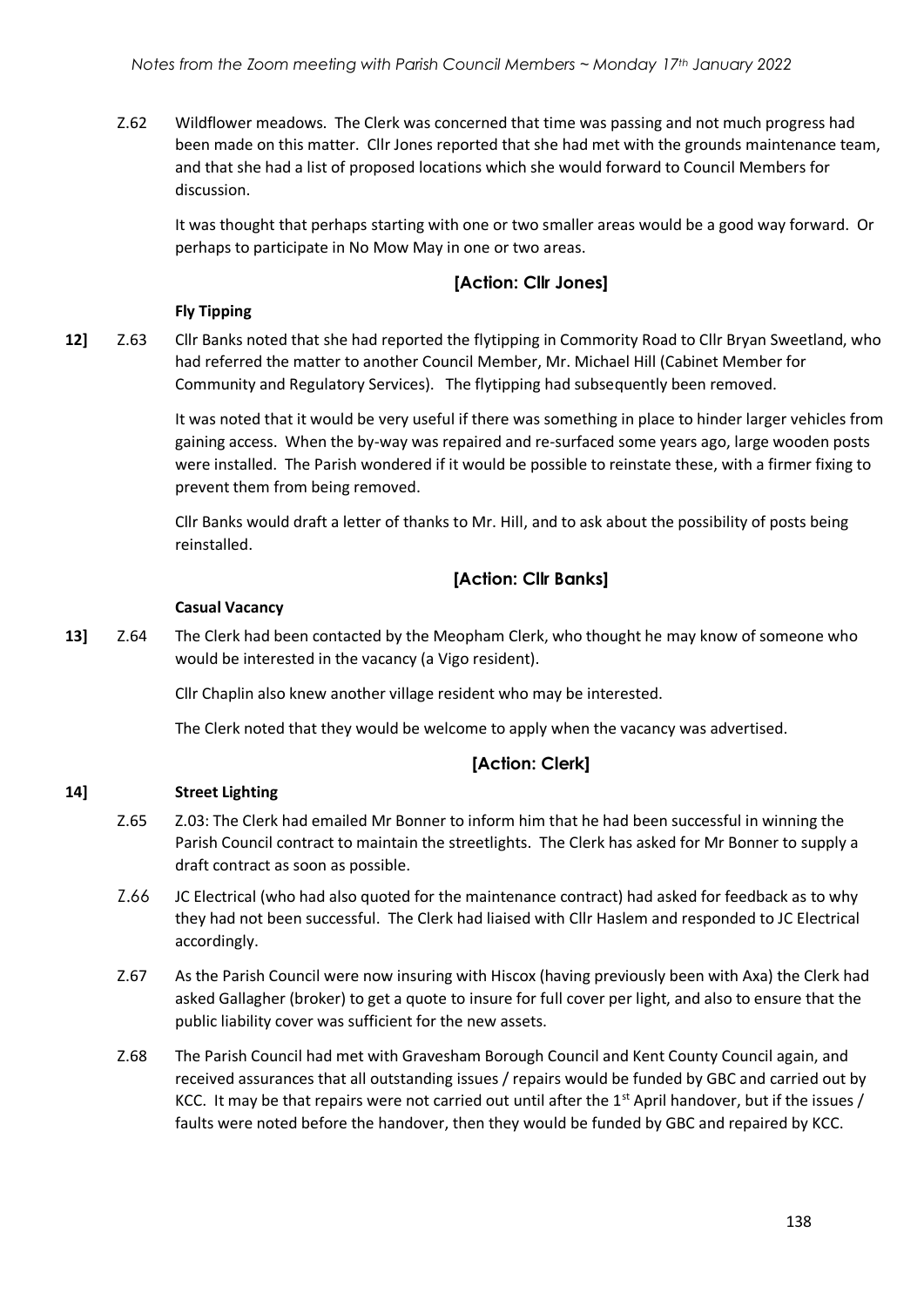Z.62 Wildflower meadows. The Clerk was concerned that time was passing and not much progress had been made on this matter. Cllr Jones reported that she had met with the grounds maintenance team, and that she had a list of proposed locations which she would forward to Council Members for discussion.

It was thought that perhaps starting with one or two smaller areas would be a good way forward. Or perhaps to participate in No Mow May in one or two areas.

**[Action: Cllr Jones]**

**Fly Tipping**

**12]** Z.63 Cllr Banks noted that she had reported the flytipping in Commority Road to Cllr Bryan Sweetland, who had referred the matter to another Council Member, Mr. Michael Hill (Cabinet Member for Community and Regulatory Services). The flytipping had subsequently been removed.

It was noted that it would be very useful if there was something in place to hinder larger vehicles from gaining access. When the by-way was repaired and re-surfaced some years ago, large wooden posts were installed. The Parish wondered if it would be possible to reinstate these, with a firmer fixing to prevent them from being removed.

Cllr Banks would draft a letter of thanks to Mr. Hill, and to ask about the possibility of posts being reinstalled.

**[Action: Cllr Banks]**

**Casual Vacancy**

**13]** Z.64 The Clerk had been contacted by the Meopham Clerk, who thought he may know of someone who would be interested in the vacancy (a Vigo resident).

Cllr Chaplin also knew another village resident who may be interested.

The Clerk noted that they would be welcome to apply when the vacancy was advertised.

**[Action: Clerk]**

**14]** **Street Lighting**

Z.65 Z.03: The Clerk had emailed Mr Bonner to inform him that he had been successful in winning the Parish Council contract to maintain the streetlights. The Clerk has asked for Mr Bonner to supply a draft contract as soon as possible.

Z.66 JC Electrical (who had also quoted for the maintenance contract) had asked for feedback as to why they had not been successful. The Clerk had liaised with Cllr Haslem and responded to JC Electrical accordingly.

Z.67 As the Parish Council were now insuring with Hiscox (having previously been with Axa) the Clerk had asked Gallagher (broker) to get a quote to insure for full cover per light, and also to ensure that the public liability cover was sufficient for the new assets.

Z.68 The Parish Council had met with Gravesham Borough Council and Kent County Council again, and received assurances that all outstanding issues / repairs would be funded by GBC and carried out by KCC. It may be that repairs were not carried out until after the 1st April handover, but if the issues / faults were noted before the handover, then they would be funded by GBC and repaired by KCC.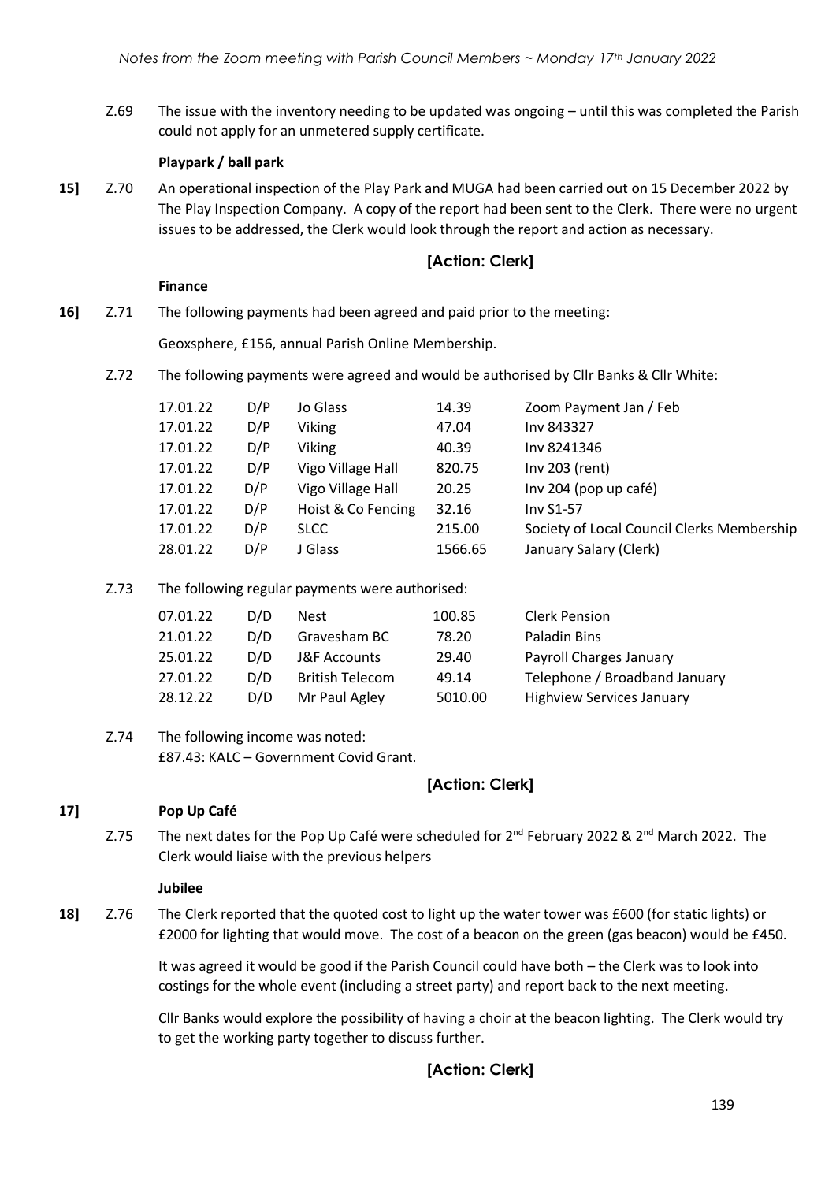Z.69 The issue with the inventory needing to be updated was ongoing – until this was completed the Parish could not apply for an unmetered supply certificate.

**Playpark / ball park**

**15]** Z.70 An operational inspection of the Play Park and MUGA had been carried out on 15 December 2022 by The Play Inspection Company. A copy of the report had been sent to the Clerk. There were no urgent issues to be addressed, the Clerk would look through the report and action as necessary.

**[Action: Clerk]**

**Finance**

**16]** Z.71 The following payments had been agreed and paid prior to the meeting:

Geoxsphere, £156, annual Parish Online Membership.

Z.72 The following payments were agreed and would be authorised by Cllr Banks & Cllr White:

| | | | | |
|---|---|---|---|---|
| 17.01.22 | D/P | Jo Glass | 14.39 | Zoom Payment Jan / Feb |
| 17.01.22 | D/P | Viking | 47.04 | Inv 843327 |
| 17.01.22 | D/P | Viking | 40.39 | Inv 8241346 |
| 17.01.22 | D/P | Vigo Village Hall | 820.75 | Inv 203 (rent) |
| 17.01.22 | D/P | Vigo Village Hall | 20.25 | Inv 204 (pop up café) |
| 17.01.22 | D/P | Hoist & Co Fencing | 32.16 | Inv S1-57 |
| 17.01.22 | D/P | SLCC | 215.00 | Society of Local Council Clerks Membership |
| 28.01.22 | D/P | J Glass | 1566.65 | January Salary (Clerk) |

Z.73 The following regular payments were authorised:

| | | | | |
|---|---|---|---|---|
| 07.01.22 | D/D | Nest | 100.85 | Clerk Pension |
| 21.01.22 | D/D | Gravesham BC | 78.20 | Paladin Bins |
| 25.01.22 | D/D | J&F Accounts | 29.40 | Payroll Charges January |
| 27.01.22 | D/D | British Telecom | 49.14 | Telephone / Broadband January |
| 28.12.22 | D/D | Mr Paul Agley | 5010.00 | Highview Services January |

Z.74 The following income was noted:
£87.43: KALC – Government Covid Grant.

**[Action: Clerk]**

**17]** **Pop Up Café**

Z.75 The next dates for the Pop Up Café were scheduled for 2nd February 2022 & 2nd March 2022. The Clerk would liaise with the previous helpers

**Jubilee**

**18]** Z.76 The Clerk reported that the quoted cost to light up the water tower was £600 (for static lights) or £2000 for lighting that would move. The cost of a beacon on the green (gas beacon) would be £450.

It was agreed it would be good if the Parish Council could have both – the Clerk was to look into costings for the whole event (including a street party) and report back to the next meeting.

Cllr Banks would explore the possibility of having a choir at the beacon lighting. The Clerk would try to get the working party together to discuss further.

**[Action: Clerk]**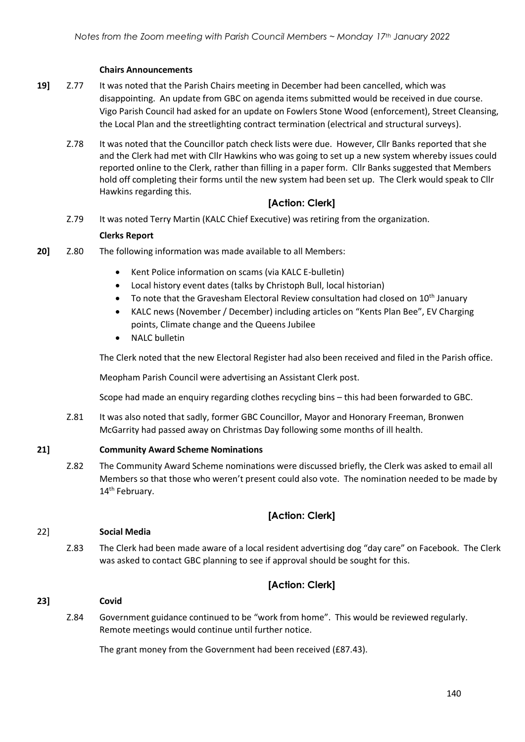**Chairs Announcements**

**19]** Z.77 It was noted that the Parish Chairs meeting in December had been cancelled, which was disappointing. An update from GBC on agenda items submitted would be received in due course. Vigo Parish Council had asked for an update on Fowlers Stone Wood (enforcement), Street Cleansing, the Local Plan and the streetlighting contract termination (electrical and structural surveys).

Z.78 It was noted that the Councillor patch check lists were due. However, Cllr Banks reported that she and the Clerk had met with Cllr Hawkins who was going to set up a new system whereby issues could reported online to the Clerk, rather than filling in a paper form. Cllr Banks suggested that Members hold off completing their forms until the new system had been set up. The Clerk would speak to Cllr Hawkins regarding this.

**[Action: Clerk]**

Z.79 It was noted Terry Martin (KALC Chief Executive) was retiring from the organization.

**Clerks Report**

**20]** Z.80 The following information was made available to all Members:

- Kent Police information on scams (via KALC E-bulletin)
- Local history event dates (talks by Christoph Bull, local historian)
- To note that the Gravesham Electoral Review consultation had closed on 10th January
- KALC news (November / December) including articles on "Kents Plan Bee", EV Charging points, Climate change and the Queens Jubilee
- NALC bulletin

The Clerk noted that the new Electoral Register had also been received and filed in the Parish office.

Meopham Parish Council were advertising an Assistant Clerk post.

Scope had made an enquiry regarding clothes recycling bins – this had been forwarded to GBC.

Z.81 It was also noted that sadly, former GBC Councillor, Mayor and Honorary Freeman, Bronwen McGarrity had passed away on Christmas Day following some months of ill health.

**21] Community Award Scheme Nominations**

Z.82 The Community Award Scheme nominations were discussed briefly, the Clerk was asked to email all Members so that those who weren't present could also vote. The nomination needed to be made by 14th February.

**[Action: Clerk]**

22] **Social Media**

Z.83 The Clerk had been made aware of a local resident advertising dog "day care" on Facebook. The Clerk was asked to contact GBC planning to see if approval should be sought for this.

**[Action: Clerk]**

**23] Covid**

Z.84 Government guidance continued to be "work from home". This would be reviewed regularly. Remote meetings would continue until further notice.

The grant money from the Government had been received (£87.43).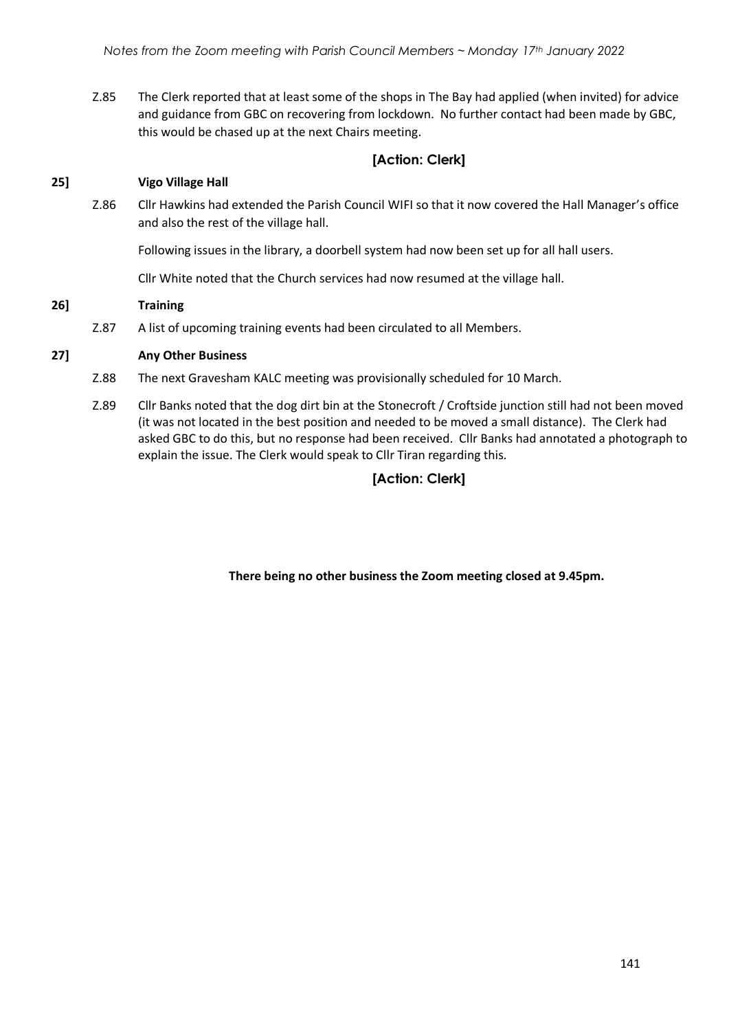Z.85 The Clerk reported that at least some of the shops in The Bay had applied (when invited) for advice and guidance from GBC on recovering from lockdown. No further contact had been made by GBC, this would be chased up at the next Chairs meeting.

**[Action: Clerk]**

## 25] Vigo Village Hall

Z.86 Cllr Hawkins had extended the Parish Council WIFI so that it now covered the Hall Manager's office and also the rest of the village hall.

Following issues in the library, a doorbell system had now been set up for all hall users.

Cllr White noted that the Church services had now resumed at the village hall.

## 26] Training

Z.87 A list of upcoming training events had been circulated to all Members.

## 27] Any Other Business

Z.88 The next Gravesham KALC meeting was provisionally scheduled for 10 March.

Z.89 Cllr Banks noted that the dog dirt bin at the Stonecroft / Croftside junction still had not been moved (it was not located in the best position and needed to be moved a small distance). The Clerk had asked GBC to do this, but no response had been received. Cllr Banks had annotated a photograph to explain the issue. The Clerk would speak to Cllr Tiran regarding this.

**[Action: Clerk]**

**There being no other business the Zoom meeting closed at 9.45pm.**